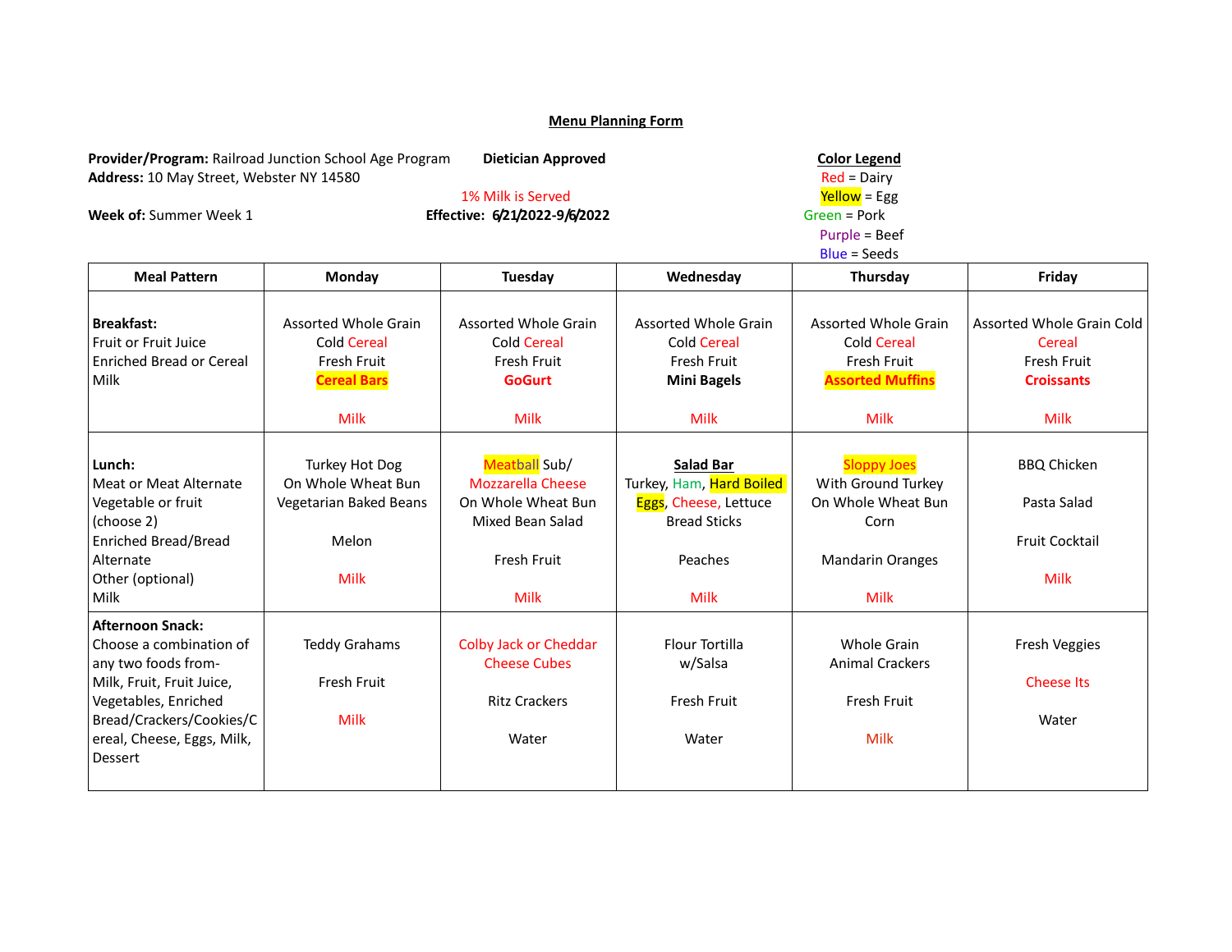# Menu Planning Form

**Provider/Program:** Railroad Junction School Age Program **Dietician Approved**
**Address:** 10 May Street, Webster NY 14580

1% Milk is Served

**Week of:** Summer Week 1 **Effective: 6/21/2022-9/6/2022**

**Color Legend**
Red = Dairy
Yellow = Egg
Green = Pork
Purple = Beef
Blue = Seeds

| Meal Pattern | Monday | Tuesday | Wednesday | Thursday | Friday |
|---|---|---|---|---|---|
| **Breakfast:**<br>Fruit or Fruit Juice<br>Enriched Bread or Cereal<br>Milk | Assorted Whole Grain Cold Cereal<br>Fresh Fruit<br>**Cereal Bars**<br><br>Milk | Assorted Whole Grain Cold Cereal<br>Fresh Fruit<br>**GoGurt**<br><br>Milk | Assorted Whole Grain Cold Cereal<br>Fresh Fruit<br>**Mini Bagels**<br><br>Milk | Assorted Whole Grain Cold Cereal<br>Fresh Fruit<br>**Assorted Muffins**<br><br>Milk | Assorted Whole Grain Cold Cereal<br>Fresh Fruit<br>**Croissants**<br><br>Milk |
| **Lunch:**<br>Meat or Meat Alternate<br>Vegetable or fruit (choose 2)<br>Enriched Bread/Bread Alternate<br>Other (optional)<br>Milk | Turkey Hot Dog<br>On Whole Wheat Bun<br>Vegetarian Baked Beans<br><br>Melon<br><br>Milk | Meatball Sub/<br>Mozzarella Cheese<br>On Whole Wheat Bun<br>Mixed Bean Salad<br><br>Fresh Fruit<br><br>Milk | **Salad Bar**<br>Turkey, Ham, Hard Boiled Eggs, Cheese, Lettuce<br>Bread Sticks<br><br>Peaches<br><br>Milk | Sloppy Joes<br>With Ground Turkey<br>On Whole Wheat Bun<br>Corn<br><br>Mandarin Oranges<br><br>Milk | BBQ Chicken<br><br>Pasta Salad<br><br>Fruit Cocktail<br><br>Milk |
| **Afternoon Snack:**<br>Choose a combination of any two foods from- Milk, Fruit, Fruit Juice, Vegetables, Enriched Bread/Crackers/Cookies/Cereal, Cheese, Eggs, Milk, Dessert | Teddy Grahams<br><br>Fresh Fruit<br><br>Milk | Colby Jack or Cheddar Cheese Cubes<br><br>Ritz Crackers<br><br>Water | Flour Tortilla w/Salsa<br><br>Fresh Fruit<br><br>Water | Whole Grain Animal Crackers<br><br>Fresh Fruit<br><br>Milk | Fresh Veggies<br><br>Cheese Its<br><br>Water |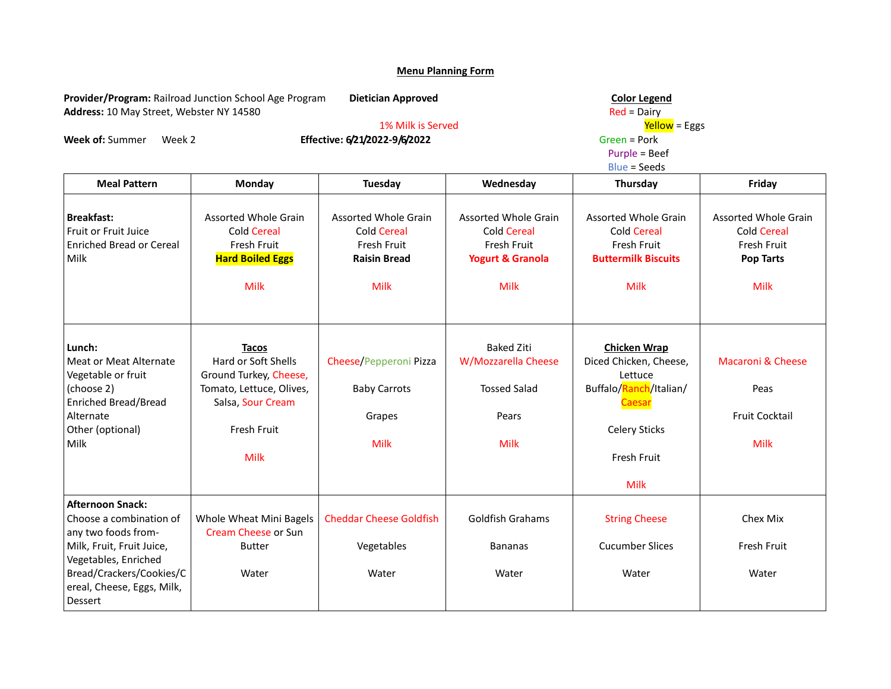**Menu Planning Form**

**Provider/Program:** Railroad Junction School Age Program **Dietician Approved**
**Address:** 10 May Street, Webster NY 14580

1% Milk is Served

**Week of:** Summer Week 2 **Effective: 6/21/2022-9/6/2022**

**Color Legend**
Red = Dairy
Yellow = Eggs
Green = Pork
Purple = Beef
Blue = Seeds

| Meal Pattern | Monday | Tuesday | Wednesday | Thursday | Friday |
|---|---|---|---|---|---|
| **Breakfast:**<br>Fruit or Fruit Juice<br>Enriched Bread or Cereal<br>Milk | Assorted Whole Grain Cold Cereal<br>Fresh Fruit<br>**Hard Boiled Eggs**<br><br>Milk | Assorted Whole Grain Cold Cereal<br>Fresh Fruit<br>**Raisin Bread**<br><br>Milk | Assorted Whole Grain Cold Cereal<br>Fresh Fruit<br>**Yogurt & Granola**<br><br>Milk | Assorted Whole Grain Cold Cereal<br>Fresh Fruit<br>**Buttermilk Biscuits**<br><br>Milk | Assorted Whole Grain Cold Cereal<br>Fresh Fruit<br>**Pop Tarts**<br><br>Milk |
| **Lunch:**<br>Meat or Meat Alternate<br>Vegetable or fruit (choose 2)<br>Enriched Bread/Bread Alternate<br>Other (optional)<br>Milk | **Tacos**<br>Hard or Soft Shells<br>Ground Turkey, Cheese, Tomato, Lettuce, Olives, Salsa, Sour Cream<br><br>Fresh Fruit<br><br>Milk | Cheese/Pepperoni Pizza<br><br>Baby Carrots<br><br>Grapes<br><br>Milk | Baked Ziti W/Mozzarella Cheese<br><br>Tossed Salad<br><br>Pears<br><br>Milk | **Chicken Wrap**<br>Diced Chicken, Cheese, Lettuce<br>Buffalo/Ranch/Italian/ Caesar<br><br>Celery Sticks<br><br>Fresh Fruit<br><br>Milk | Macaroni & Cheese<br><br>Peas<br><br>Fruit Cocktail<br><br>Milk |
| **Afternoon Snack:**<br>Choose a combination of any two foods from- Milk, Fruit, Fruit Juice, Vegetables, Enriched Bread/Crackers/Cookies/Cereal, Cheese, Eggs, Milk, Dessert | Whole Wheat Mini Bagels Cream Cheese or Sun Butter<br><br>Water | Cheddar Cheese Goldfish<br><br>Vegetables<br><br>Water | Goldfish Grahams<br><br>Bananas<br><br>Water | String Cheese<br><br>Cucumber Slices<br><br>Water | Chex Mix<br><br>Fresh Fruit<br><br>Water |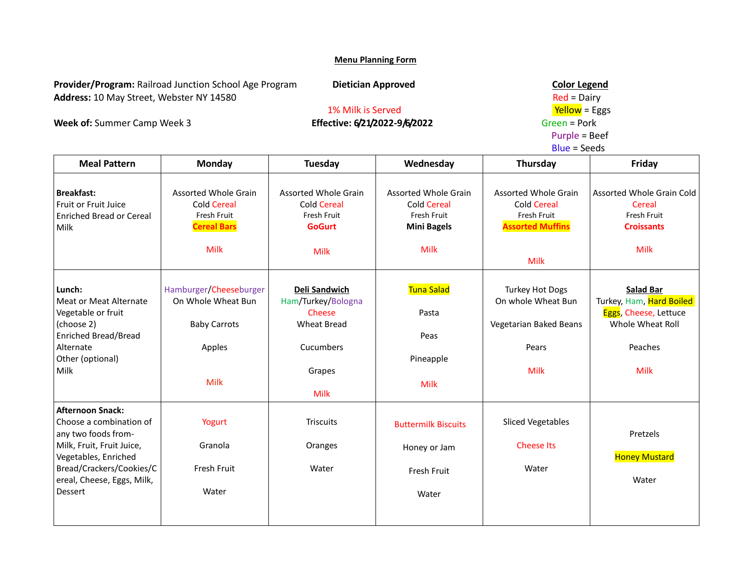**Menu Planning Form**

**Provider/Program:** Railroad Junction School Age Program
**Address:** 10 May Street, Webster NY 14580

**Week of:** Summer Camp Week 3

**Dietician Approved**

1% Milk is Served

**Effective: 6/21/2022-9/6/2022**

**Color Legend**
Red = Dairy
Yellow = Eggs
Green = Pork
Purple = Beef
Blue = Seeds

| Meal Pattern | Monday | Tuesday | Wednesday | Thursday | Friday |
|---|---|---|---|---|---|
| **Breakfast:**<br>Fruit or Fruit Juice<br>Enriched Bread or Cereal<br>Milk | Assorted Whole Grain Cold Cereal<br>Fresh Fruit<br>**Cereal Bars**<br><br>Milk | Assorted Whole Grain Cold Cereal<br>Fresh Fruit<br>**GoGurt**<br><br>Milk | Assorted Whole Grain Cold Cereal<br>Fresh Fruit<br>**Mini Bagels**<br><br>Milk | Assorted Whole Grain Cold Cereal<br>Fresh Fruit<br>**Assorted Muffins**<br><br>Milk | Assorted Whole Grain Cold Cereal<br>Fresh Fruit<br>**Croissants**<br><br>Milk |
| **Lunch:**<br>Meat or Meat Alternate<br>Vegetable or fruit (choose 2)<br>Enriched Bread/Bread Alternate<br>Other (optional)<br>Milk | Hamburger/Cheeseburger<br>On Whole Wheat Bun<br><br>Baby Carrots<br><br>Apples<br><br>Milk | **Deli Sandwich**<br>Ham/Turkey/Bologna<br>Cheese<br>Wheat Bread<br><br>Cucumbers<br><br>Grapes<br><br>Milk | Tuna Salad<br><br>Pasta<br><br>Peas<br><br>Pineapple<br><br>Milk | Turkey Hot Dogs<br>On whole Wheat Bun<br><br>Vegetarian Baked Beans<br><br>Pears<br><br>Milk | **Salad Bar**<br>Turkey, Ham, Hard Boiled Eggs, Cheese, Lettuce<br>Whole Wheat Roll<br><br>Peaches<br><br>Milk |
| **Afternoon Snack:**<br>Choose a combination of any two foods from- Milk, Fruit, Fruit Juice, Vegetables, Enriched Bread/Crackers/Cookies/Cereal, Cheese, Eggs, Milk, Dessert | Yogurt<br><br>Granola<br><br>Fresh Fruit<br><br>Water | Triscuits<br><br>Oranges<br><br>Water | Buttermilk Biscuits<br><br>Honey or Jam<br><br>Fresh Fruit<br><br>Water | Sliced Vegetables<br><br>Cheese Its<br><br>Water | Pretzels<br><br>Honey Mustard<br><br>Water |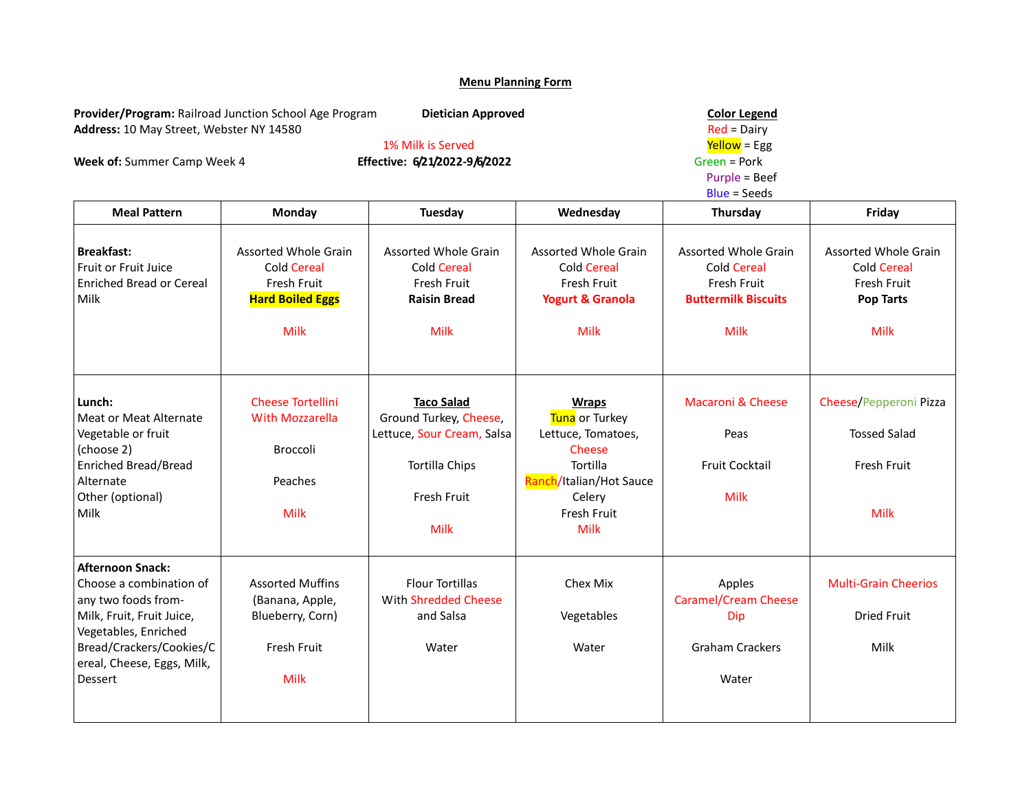**Menu Planning Form**

**Provider/Program:** Railroad Junction School Age Program **Dietician Approved**
**Address:** 10 May Street, Webster NY 14580

1% Milk is Served

**Week of:** Summer Camp Week 4 **Effective: 6/21/2022-9/6/2022**

**Color Legend**
Red = Dairy
Yellow = Egg
Green = Pork
Purple = Beef
Blue = Seeds

| Meal Pattern | Monday | Tuesday | Wednesday | Thursday | Friday |
|---|---|---|---|---|---|
| **Breakfast:**<br>Fruit or Fruit Juice<br>Enriched Bread or Cereal<br>Milk | Assorted Whole Grain Cold Cereal<br>Fresh Fruit<br>**Hard Boiled Eggs**<br><br>Milk | Assorted Whole Grain Cold Cereal<br>Fresh Fruit<br>**Raisin Bread**<br><br>Milk | Assorted Whole Grain Cold Cereal<br>Fresh Fruit<br>**Yogurt & Granola**<br><br>Milk | Assorted Whole Grain Cold Cereal<br>Fresh Fruit<br>**Buttermilk Biscuits**<br><br>Milk | Assorted Whole Grain Cold Cereal<br>Fresh Fruit<br>**Pop Tarts**<br><br>Milk |
| **Lunch:**<br>Meat or Meat Alternate<br>Vegetable or fruit (choose 2)<br>Enriched Bread/Bread Alternate<br>Other (optional)<br>Milk | Cheese Tortellini With Mozzarella<br><br>Broccoli<br><br>Peaches<br><br>Milk | **Taco Salad**<br>Ground Turkey, Cheese, Lettuce, Sour Cream, Salsa<br><br>Tortilla Chips<br><br>Fresh Fruit<br><br>Milk | **Wraps**<br>Tuna or Turkey<br>Lettuce, Tomatoes, Cheese<br>Tortilla<br>Ranch/Italian/Hot Sauce<br>Celery<br>Fresh Fruit<br>Milk | Macaroni & Cheese<br><br>Peas<br><br>Fruit Cocktail<br><br>Milk | Cheese/Pepperoni Pizza<br><br>Tossed Salad<br><br>Fresh Fruit<br><br>Milk |
| **Afternoon Snack:**<br>Choose a combination of any two foods from-Milk, Fruit, Fruit Juice, Vegetables, Enriched Bread/Crackers/Cookies/Cereal, Cheese, Eggs, Milk, Dessert | Assorted Muffins (Banana, Apple, Blueberry, Corn)<br><br>Fresh Fruit<br><br>Milk | Flour Tortillas With Shredded Cheese and Salsa<br><br>Water | Chex Mix<br><br>Vegetables<br><br>Water | Apples<br>Caramel/Cream Cheese Dip<br><br>Graham Crackers<br><br>Water | Multi-Grain Cheerios<br><br>Dried Fruit<br><br>Milk |